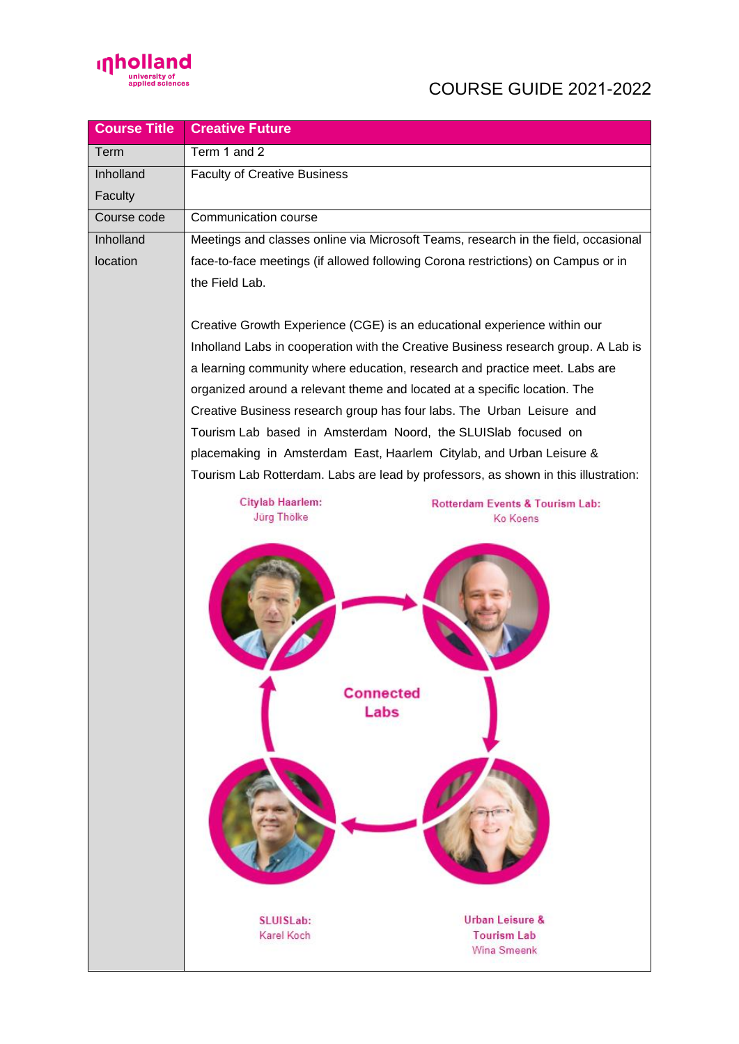COURSE GUIDE 2021-2022

| Course Title | Creative Future |
|---|---|
| Term | Term 1 and 2 |
| Inholland Faculty | Faculty of Creative Business |
| Course code | Communication course |
| Inholland location | Meetings and classes online via Microsoft Teams, research in the field, occasional face-to-face meetings (if allowed following Corona restrictions) on Campus or in the Field Lab.<br><br>Creative Growth Experience (CGE) is an educational experience within our Inholland Labs in cooperation with the Creative Business research group. A Lab is a learning community where education, research and practice meet. Labs are organized around a relevant theme and located at a specific location. The Creative Business research group has four labs. The Urban Leisure and Tourism Lab based in Amsterdam Noord, the SLUISlab focused on placemaking in Amsterdam East, Haarlem Citylab, and Urban Leisure & Tourism Lab Rotterdam. Labs are lead by professors, as shown in this illustration:<br><br>Citylab Haarlem: Jürg Thölke<br>Rotterdam Events & Tourism Lab: Ko Koens<br>Connected Labs<br>SLUISLab: Karel Koch<br>Urban Leisure & Tourism Lab Wina Smeenk |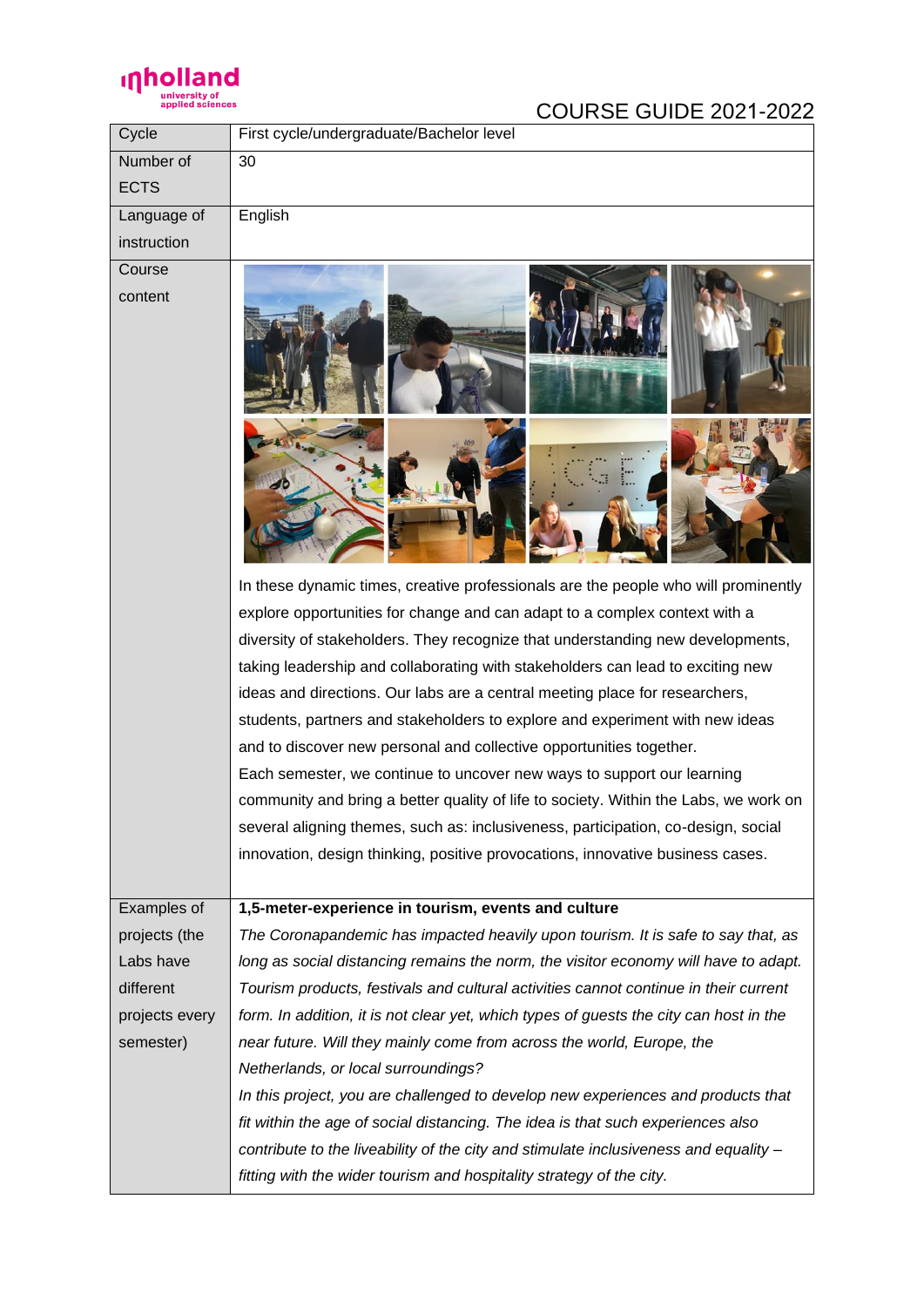COURSE GUIDE 2021-2022

| Cycle | First cycle/undergraduate/Bachelor level |
| --- | --- |
| Number of ECTS | 30 |
| Language of instruction | English |
| Course content | In these dynamic times, creative professionals are the people who will prominently explore opportunities for change and can adapt to a complex context with a diversity of stakeholders. They recognize that understanding new developments, taking leadership and collaborating with stakeholders can lead to exciting new ideas and directions. Our labs are a central meeting place for researchers, students, partners and stakeholders to explore and experiment with new ideas and to discover new personal and collective opportunities together.<br>Each semester, we continue to uncover new ways to support our learning community and bring a better quality of life to society. Within the Labs, we work on several aligning themes, such as: inclusiveness, participation, co-design, social innovation, design thinking, positive provocations, innovative business cases. |
| Examples of projects (the Labs have different projects every semester) | **1,5-meter-experience in tourism, events and culture**<br>*The Coronapandemic has impacted heavily upon tourism. It is safe to say that, as long as social distancing remains the norm, the visitor economy will have to adapt. Tourism products, festivals and cultural activities cannot continue in their current form. In addition, it is not clear yet, which types of guests the city can host in the near future. Will they mainly come from across the world, Europe, the Netherlands, or local surroundings?*<br>*In this project, you are challenged to develop new experiences and products that fit within the age of social distancing. The idea is that such experiences also contribute to the liveability of the city and stimulate inclusiveness and equality – fitting with the wider tourism and hospitality strategy of the city.* |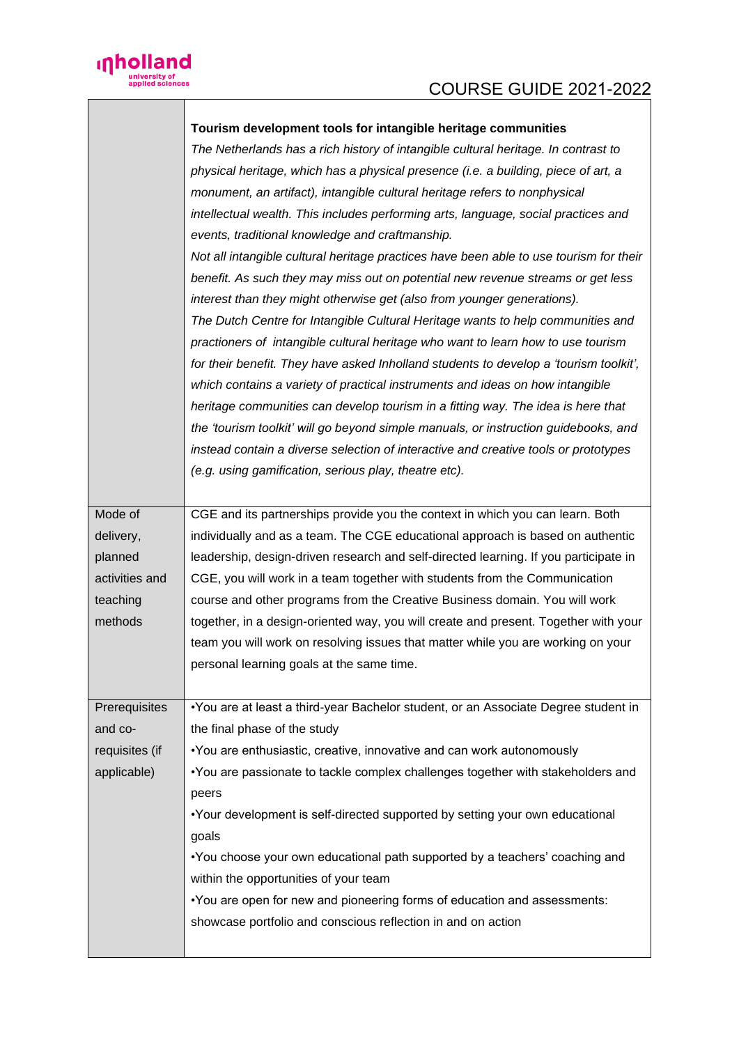| | |
|---|---|
| | **Tourism development tools for intangible heritage communities**<br>*The Netherlands has a rich history of intangible cultural heritage. In contrast to physical heritage, which has a physical presence (i.e. a building, piece of art, a monument, an artifact), intangible cultural heritage refers to nonphysical intellectual wealth. This includes performing arts, language, social practices and events, traditional knowledge and craftmanship.*<br>*Not all intangible cultural heritage practices have been able to use tourism for their benefit. As such they may miss out on potential new revenue streams or get less interest than they might otherwise get (also from younger generations).*<br>*The Dutch Centre for Intangible Cultural Heritage wants to help communities and practioners of intangible cultural heritage who want to learn how to use tourism for their benefit. They have asked Inholland students to develop a 'tourism toolkit', which contains a variety of practical instruments and ideas on how intangible heritage communities can develop tourism in a fitting way. The idea is here that the 'tourism toolkit' will go beyond simple manuals, or instruction guidebooks, and instead contain a diverse selection of interactive and creative tools or prototypes (e.g. using gamification, serious play, theatre etc).* |
| Mode of delivery, planned activities and teaching methods | CGE and its partnerships provide you the context in which you can learn. Both individually and as a team. The CGE educational approach is based on authentic leadership, design-driven research and self-directed learning. If you participate in CGE, you will work in a team together with students from the Communication course and other programs from the Creative Business domain. You will work together, in a design-oriented way, you will create and present. Together with your team you will work on resolving issues that matter while you are working on your personal learning goals at the same time. |
| Prerequisites and co-requisites (if applicable) | •You are at least a third-year Bachelor student, or an Associate Degree student in the final phase of the study<br>•You are enthusiastic, creative, innovative and can work autonomously<br>•You are passionate to tackle complex challenges together with stakeholders and peers<br>•Your development is self-directed supported by setting your own educational goals<br>•You choose your own educational path supported by a teachers' coaching and within the opportunities of your team<br>•You are open for new and pioneering forms of education and assessments: showcase portfolio and conscious reflection in and on action |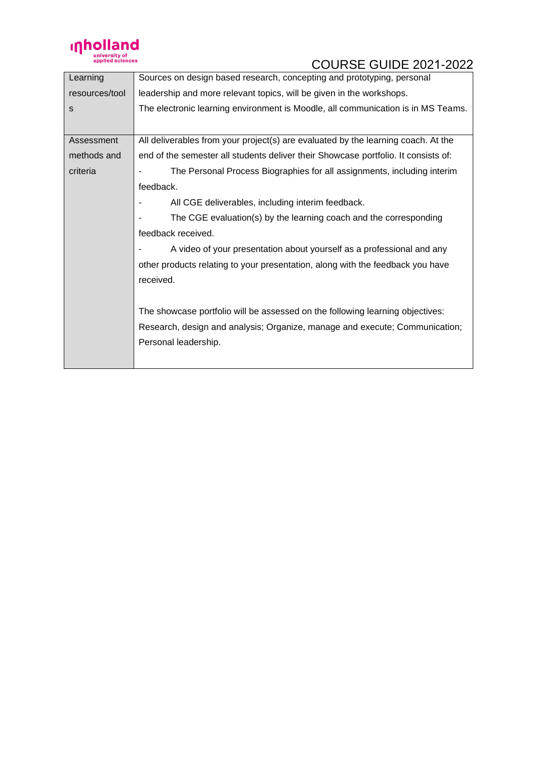| | |
|---|---|
| Learning resources/tools | Sources on design based research, concepting and prototyping, personal leadership and more relevant topics, will be given in the workshops.<br>The electronic learning environment is Moodle, all communication is in MS Teams. |
| Assessment methods and criteria | All deliverables from your project(s) are evaluated by the learning coach. At the end of the semester all students deliver their Showcase portfolio. It consists of:<br>- The Personal Process Biographies for all assignments, including interim feedback.<br>- All CGE deliverables, including interim feedback.<br>- The CGE evaluation(s) by the learning coach and the corresponding feedback received.<br>- A video of your presentation about yourself as a professional and any other products relating to your presentation, along with the feedback you have received.<br><br>The showcase portfolio will be assessed on the following learning objectives: Research, design and analysis; Organize, manage and execute; Communication; Personal leadership. |